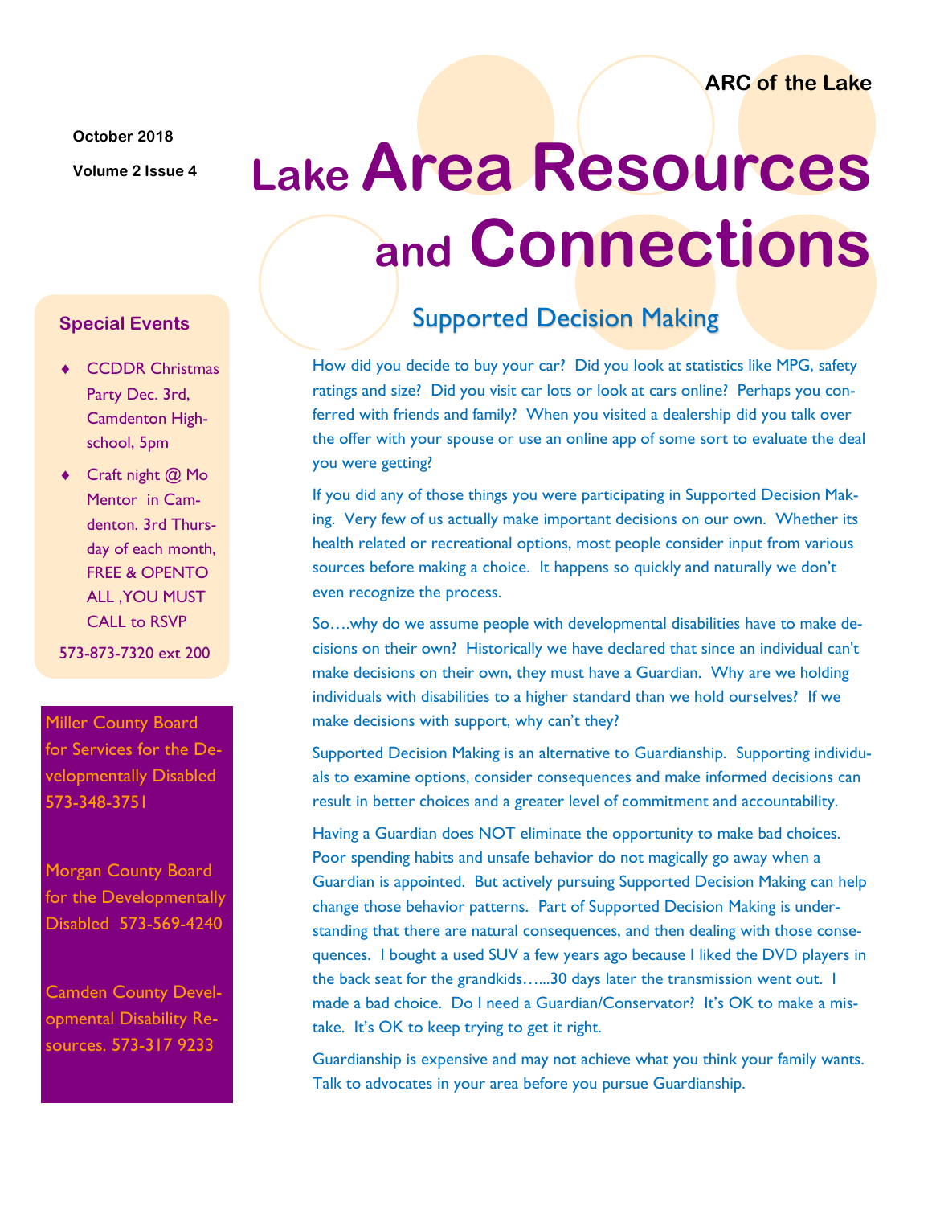ARC of the Lake

October 2018

Volume 2 Issue 4

# Lake Area Resources and Connections

## Supported Decision Making

How did you decide to buy your car? Did you look at statistics like MPG, safety ratings and size? Did you visit car lots or look at cars online? Perhaps you conferred with friends and family? When you visited a dealership did you talk over the offer with your spouse or use an online app of some sort to evaluate the deal you were getting?

If you did any of those things you were participating in Supported Decision Making. Very few of us actually make important decisions on our own. Whether its health related or recreational options, most people consider input from various sources before making a choice. It happens so quickly and naturally we don't even recognize the process.

So….why do we assume people with developmental disabilities have to make decisions on their own? Historically we have declared that since an individual can't make decisions on their own, they must have a Guardian. Why are we holding individuals with disabilities to a higher standard than we hold ourselves? If we make decisions with support, why can't they?

Supported Decision Making is an alternative to Guardianship. Supporting individuals to examine options, consider consequences and make informed decisions can result in better choices and a greater level of commitment and accountability.

Having a Guardian does NOT eliminate the opportunity to make bad choices. Poor spending habits and unsafe behavior do not magically go away when a Guardian is appointed. But actively pursuing Supported Decision Making can help change those behavior patterns. Part of Supported Decision Making is understanding that there are natural consequences, and then dealing with those consequences. I bought a used SUV a few years ago because I liked the DVD players in the back seat for the grandkids…...30 days later the transmission went out. I made a bad choice. Do I need a Guardian/Conservator? It's OK to make a mistake. It's OK to keep trying to get it right.

Guardianship is expensive and may not achieve what you think your family wants. Talk to advocates in your area before you pursue Guardianship.

### Special Events

- CCDDR Christmas Party Dec. 3rd, Camdenton High-school, 5pm
- Craft night @ Mo Mentor in Camdenton. 3rd Thursday of each month, FREE & OPENTO ALL ,YOU MUST CALL to RSVP

573-873-7320 ext 200

Miller County Board for Services for the Developmentally Disabled 573-348-3751

Morgan County Board for the Developmentally Disabled 573-569-4240

Camden County Developmental Disability Resources. 573-317 9233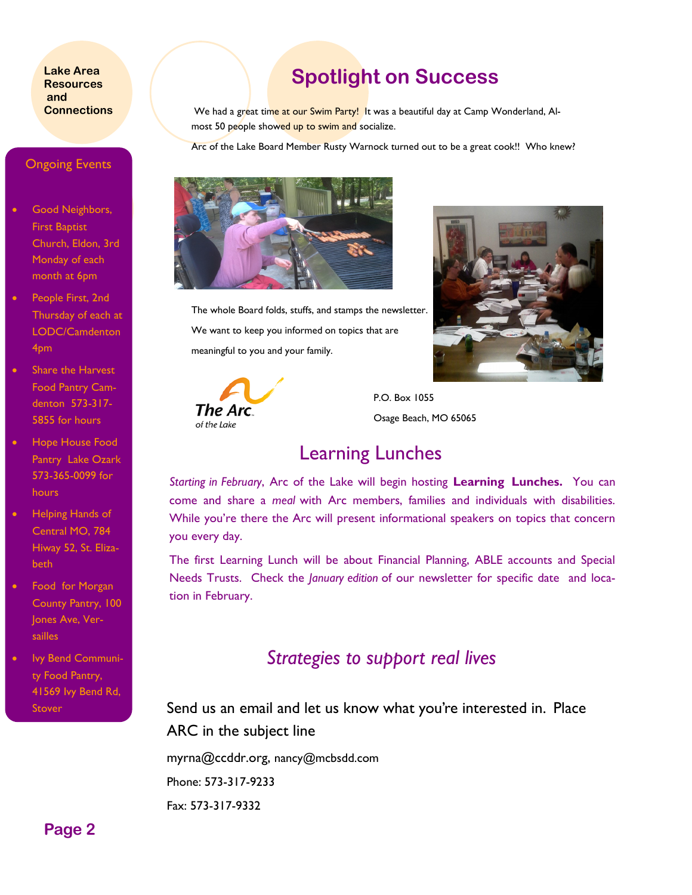Lake Area Resources and Connections

## Ongoing Events

- Good Neighbors, First Baptist Church, Eldon, 3rd Monday of each month at 6pm
- People First, 2nd Thursday of each at LODC/Camdenton 4pm
- Share the Harvest Food Pantry Camdenton 573-317-5855 for hours
- Hope House Food Pantry Lake Ozark 573-365-0099 for hours
- Helping Hands of Central MO, 784 Hiway 52, St. Elizabeth
- Food for Morgan County Pantry, 100 Jones Ave, Versailles
- Ivy Bend Community Food Pantry, 41569 Ivy Bend Rd, Stover

# Spotlight on Success

We had a great time at our Swim Party! It was a beautiful day at Camp Wonderland, Almost 50 people showed up to swim and socialize.

Arc of the Lake Board Member Rusty Warnock turned out to be a great cook!! Who knew?

The whole Board folds, stuffs, and stamps the newsletter. We want to keep you informed on topics that are meaningful to you and your family.

The Arc of the Lake

P.O. Box 1055

Osage Beach, MO 65065

## Learning Lunches

*Starting in February*, Arc of the Lake will begin hosting **Learning Lunches.** You can come and share a *meal* with Arc members, families and individuals with disabilities. While you're there the Arc will present informational speakers on topics that concern you every day.

The first Learning Lunch will be about Financial Planning, ABLE accounts and Special Needs Trusts. Check the *January edition* of our newsletter for specific date and location in February.

## *Strategies to support real lives*

Send us an email and let us know what you're interested in. Place ARC in the subject line

myrna@ccddr.org, nancy@mcbsdd.com

Phone: 573-317-9233

Fax: 573-317-9332